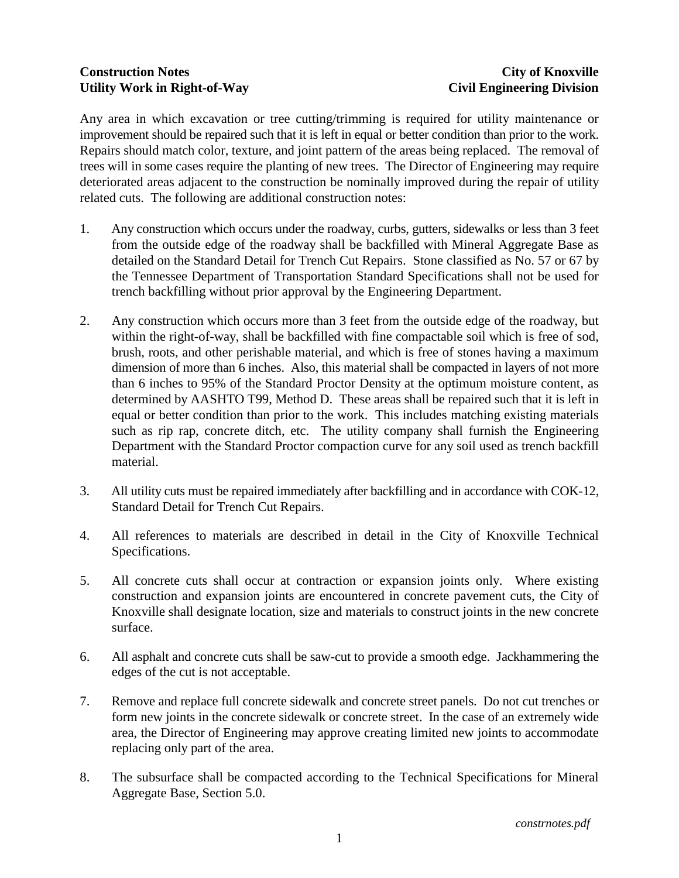**Construction Notes** **City of Knoxville**
**Utility Work in Right-of-Way** **Civil Engineering Division**

Any area in which excavation or tree cutting/trimming is required for utility maintenance or improvement should be repaired such that it is left in equal or better condition than prior to the work. Repairs should match color, texture, and joint pattern of the areas being replaced. The removal of trees will in some cases require the planting of new trees. The Director of Engineering may require deteriorated areas adjacent to the construction be nominally improved during the repair of utility related cuts. The following are additional construction notes:

1. Any construction which occurs under the roadway, curbs, gutters, sidewalks or less than 3 feet from the outside edge of the roadway shall be backfilled with Mineral Aggregate Base as detailed on the Standard Detail for Trench Cut Repairs. Stone classified as No. 57 or 67 by the Tennessee Department of Transportation Standard Specifications shall not be used for trench backfilling without prior approval by the Engineering Department.

2. Any construction which occurs more than 3 feet from the outside edge of the roadway, but within the right-of-way, shall be backfilled with fine compactable soil which is free of sod, brush, roots, and other perishable material, and which is free of stones having a maximum dimension of more than 6 inches. Also, this material shall be compacted in layers of not more than 6 inches to 95% of the Standard Proctor Density at the optimum moisture content, as determined by AASHTO T99, Method D. These areas shall be repaired such that it is left in equal or better condition than prior to the work. This includes matching existing materials such as rip rap, concrete ditch, etc. The utility company shall furnish the Engineering Department with the Standard Proctor compaction curve for any soil used as trench backfill material.

3. All utility cuts must be repaired immediately after backfilling and in accordance with COK-12, Standard Detail for Trench Cut Repairs.

4. All references to materials are described in detail in the City of Knoxville Technical Specifications.

5. All concrete cuts shall occur at contraction or expansion joints only. Where existing construction and expansion joints are encountered in concrete pavement cuts, the City of Knoxville shall designate location, size and materials to construct joints in the new concrete surface.

6. All asphalt and concrete cuts shall be saw-cut to provide a smooth edge. Jackhammering the edges of the cut is not acceptable.

7. Remove and replace full concrete sidewalk and concrete street panels. Do not cut trenches or form new joints in the concrete sidewalk or concrete street. In the case of an extremely wide area, the Director of Engineering may approve creating limited new joints to accommodate replacing only part of the area.

8. The subsurface shall be compacted according to the Technical Specifications for Mineral Aggregate Base, Section 5.0.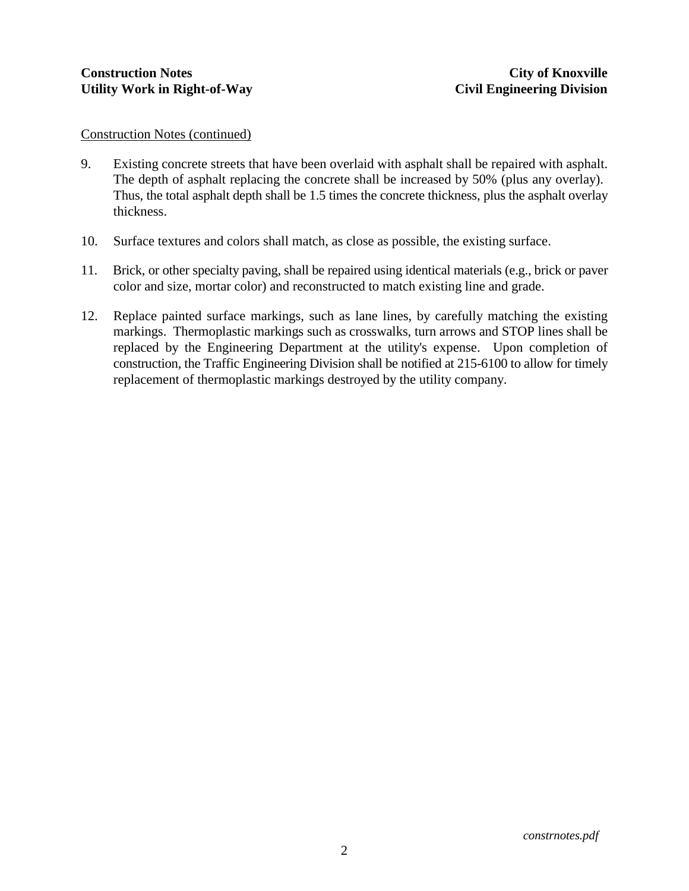Construction Notes (continued)

9. Existing concrete streets that have been overlaid with asphalt shall be repaired with asphalt. The depth of asphalt replacing the concrete shall be increased by 50% (plus any overlay). Thus, the total asphalt depth shall be 1.5 times the concrete thickness, plus the asphalt overlay thickness.

10. Surface textures and colors shall match, as close as possible, the existing surface.

11. Brick, or other specialty paving, shall be repaired using identical materials (e.g., brick or paver color and size, mortar color) and reconstructed to match existing line and grade.

12. Replace painted surface markings, such as lane lines, by carefully matching the existing markings. Thermoplastic markings such as crosswalks, turn arrows and STOP lines shall be replaced by the Engineering Department at the utility's expense. Upon completion of construction, the Traffic Engineering Division shall be notified at 215-6100 to allow for timely replacement of thermoplastic markings destroyed by the utility company.